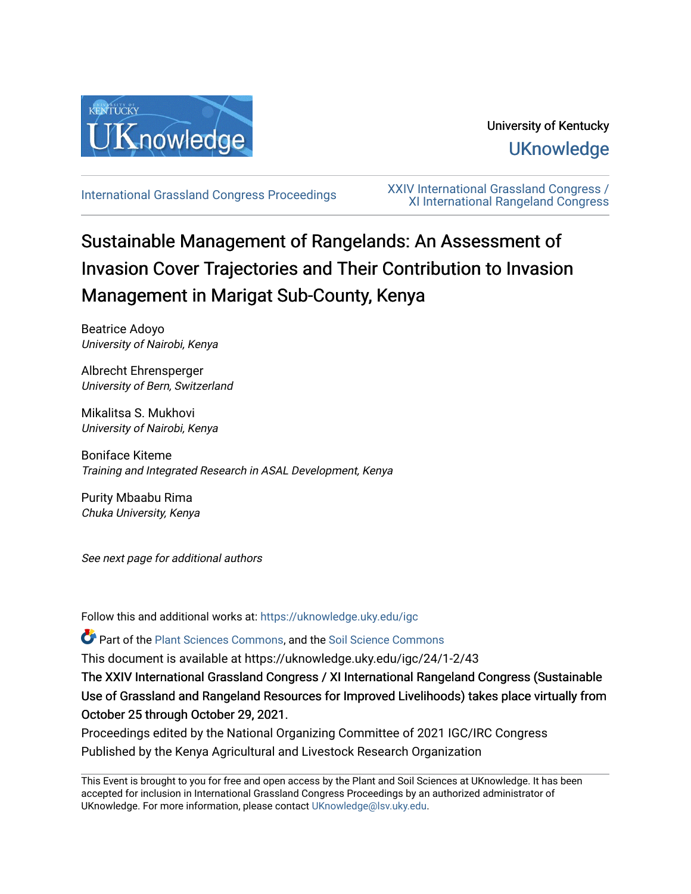University of Kentucky

UKnowledge

International Grassland Congress Proceedings

XXIV International Grassland Congress / XI International Rangeland Congress

# Sustainable Management of Rangelands: An Assessment of Invasion Cover Trajectories and Their Contribution to Invasion Management in Marigat Sub-County, Kenya

Beatrice Adoyo
*University of Nairobi, Kenya*

Albrecht Ehrensperger
*University of Bern, Switzerland*

Mikalitsa S. Mukhovi
*University of Nairobi, Kenya*

Boniface Kiteme
*Training and Integrated Research in ASAL Development, Kenya*

Purity Mbaabu Rima
*Chuka University, Kenya*

*See next page for additional authors*

Follow this and additional works at: https://uknowledge.uky.edu/igc

Part of the Plant Sciences Commons, and the Soil Science Commons

This document is available at https://uknowledge.uky.edu/igc/24/1-2/43

The XXIV International Grassland Congress / XI International Rangeland Congress (Sustainable Use of Grassland and Rangeland Resources for Improved Livelihoods) takes place virtually from October 25 through October 29, 2021.

Proceedings edited by the National Organizing Committee of 2021 IGC/IRC Congress

Published by the Kenya Agricultural and Livestock Research Organization

This Event is brought to you for free and open access by the Plant and Soil Sciences at UKnowledge. It has been accepted for inclusion in International Grassland Congress Proceedings by an authorized administrator of UKnowledge. For more information, please contact UKnowledge@lsv.uky.edu.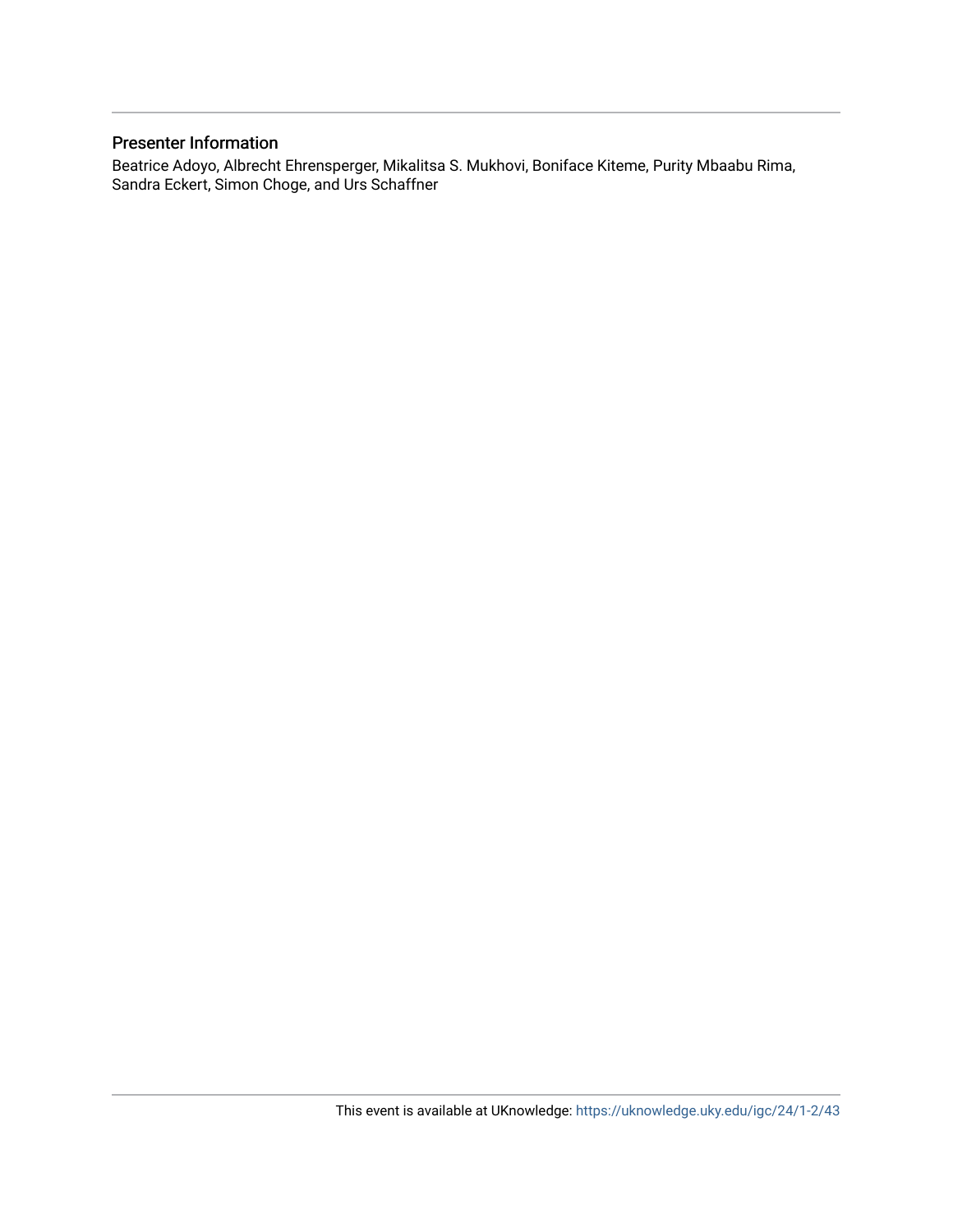## Presenter Information

Beatrice Adoyo, Albrecht Ehrensperger, Mikalitsa S. Mukhovi, Boniface Kiteme, Purity Mbaabu Rima, Sandra Eckert, Simon Choge, and Urs Schaffner

This event is available at UKnowledge: https://uknowledge.uky.edu/igc/24/1-2/43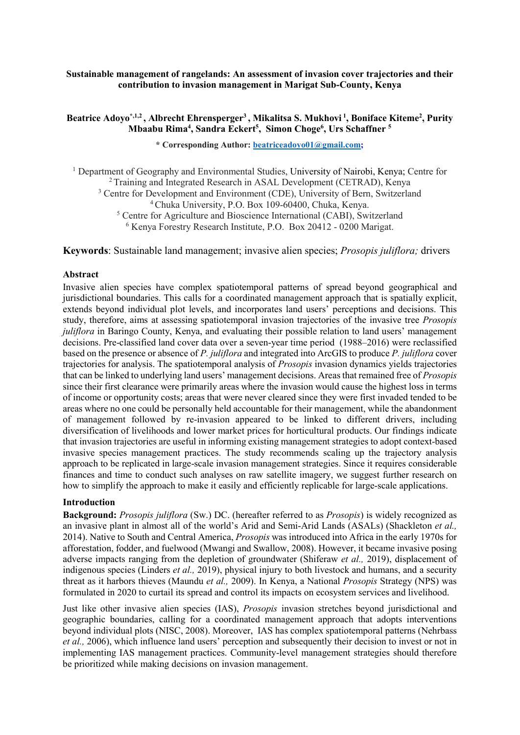**Sustainable management of rangelands: An assessment of invasion cover trajectories and their contribution to invasion management in Marigat Sub-County, Kenya**

**Beatrice Adoyo[*,1,2], Albrecht Ehrensperger[3], Mikalitsa S. Mukhovi[1], Boniface Kiteme[2], Purity Mbaabu Rima[4], Sandra Eckert[5], Simon Choge[6], Urs Schaffner[5]**

**\* Corresponding Author: beatriceadoyo01@gmail.com;**

[1] Department of Geography and Environmental Studies, University of Nairobi, Kenya; Centre for
[2] Training and Integrated Research in ASAL Development (CETRAD), Kenya
[3] Centre for Development and Environment (CDE), University of Bern, Switzerland
[4] Chuka University, P.O. Box 109-60400, Chuka, Kenya.
[5] Centre for Agriculture and Bioscience International (CABI), Switzerland
[6] Kenya Forestry Research Institute, P.O. Box 20412 - 0200 Marigat.

**Keywords**: Sustainable land management; invasive alien species; *Prosopis juliflora;* drivers

## Abstract

Invasive alien species have complex spatiotemporal patterns of spread beyond geographical and jurisdictional boundaries. This calls for a coordinated management approach that is spatially explicit, extends beyond individual plot levels, and incorporates land users' perceptions and decisions. This study, therefore, aims at assessing spatiotemporal invasion trajectories of the invasive tree *Prosopis juliflora* in Baringo County, Kenya, and evaluating their possible relation to land users' management decisions. Pre-classified land cover data over a seven-year time period (1988–2016) were reclassified based on the presence or absence of *P. juliflora* and integrated into ArcGIS to produce *P. juliflora* cover trajectories for analysis. The spatiotemporal analysis of *Prosopis* invasion dynamics yields trajectories that can be linked to underlying land users' management decisions. Areas that remained free of *Prosopis* since their first clearance were primarily areas where the invasion would cause the highest loss in terms of income or opportunity costs; areas that were never cleared since they were first invaded tended to be areas where no one could be personally held accountable for their management, while the abandonment of management followed by re-invasion appeared to be linked to different drivers, including diversification of livelihoods and lower market prices for horticultural products. Our findings indicate that invasion trajectories are useful in informing existing management strategies to adopt context-based invasive species management practices. The study recommends scaling up the trajectory analysis approach to be replicated in large-scale invasion management strategies. Since it requires considerable finances and time to conduct such analyses on raw satellite imagery, we suggest further research on how to simplify the approach to make it easily and efficiently replicable for large-scale applications.

## Introduction

**Background:** *Prosopis juliflora* (Sw.) DC. (hereafter referred to as *Prosopis*) is widely recognized as an invasive plant in almost all of the world's Arid and Semi-Arid Lands (ASALs) (Shackleton *et al.,* 2014). Native to South and Central America, *Prosopis* was introduced into Africa in the early 1970s for afforestation, fodder, and fuelwood (Mwangi and Swallow, 2008). However, it became invasive posing adverse impacts ranging from the depletion of groundwater (Shiferaw *et al.,* 2019), displacement of indigenous species (Linders *et al.,* 2019), physical injury to both livestock and humans, and a security threat as it harbors thieves (Maundu *et al.,* 2009). In Kenya, a National *Prosopis* Strategy (NPS) was formulated in 2020 to curtail its spread and control its impacts on ecosystem services and livelihood.

Just like other invasive alien species (IAS), *Prosopis* invasion stretches beyond jurisdictional and geographic boundaries, calling for a coordinated management approach that adopts interventions beyond individual plots (NISC, 2008). Moreover, IAS has complex spatiotemporal patterns (Nehrbass *et al.,* 2006), which influence land users' perception and subsequently their decision to invest or not in implementing IAS management practices. Community-level management strategies should therefore be prioritized while making decisions on invasion management.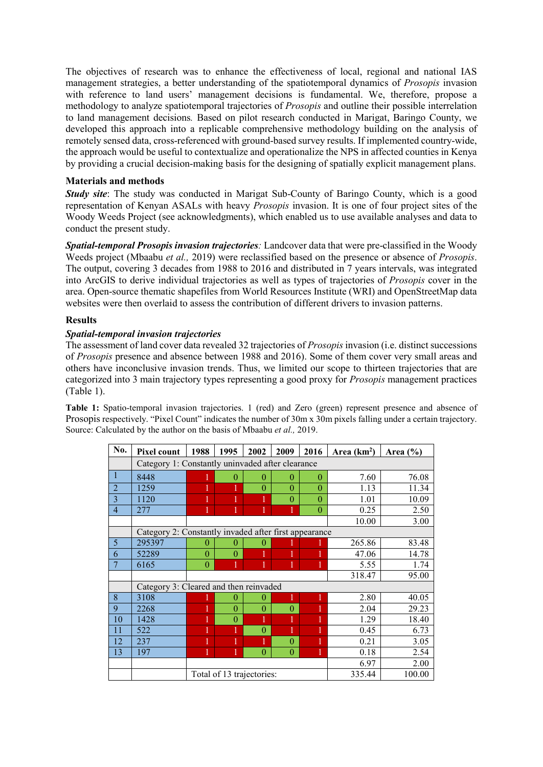The objectives of research was to enhance the effectiveness of local, regional and national IAS management strategies, a better understanding of the spatiotemporal dynamics of *Prosopis* invasion with reference to land users' management decisions is fundamental. We, therefore, propose a methodology to analyze spatiotemporal trajectories of *Prosopis* and outline their possible interrelation to land management decisions*.* Based on pilot research conducted in Marigat, Baringo County, we developed this approach into a replicable comprehensive methodology building on the analysis of remotely sensed data, cross-referenced with ground-based survey results. If implemented country-wide, the approach would be useful to contextualize and operationalize the NPS in affected counties in Kenya by providing a crucial decision-making basis for the designing of spatially explicit management plans.

## Materials and methods

***Study site***: The study was conducted in Marigat Sub-County of Baringo County, which is a good representation of Kenyan ASALs with heavy *Prosopis* invasion. It is one of four project sites of the Woody Weeds Project (see acknowledgments), which enabled us to use available analyses and data to conduct the present study.

***Spatial-temporal Prosopis invasion trajectories****:* Landcover data that were pre-classified in the Woody Weeds project (Mbaabu *et al.,* 2019) were reclassified based on the presence or absence of *Prosopis*. The output, covering 3 decades from 1988 to 2016 and distributed in 7 years intervals, was integrated into ArcGIS to derive individual trajectories as well as types of trajectories of *Prosopis* cover in the area. Open-source thematic shapefiles from World Resources Institute (WRI) and OpenStreetMap data websites were then overlaid to assess the contribution of different drivers to invasion patterns.

## Results

### *Spatial-temporal invasion trajectories*

The assessment of land cover data revealed 32 trajectories of *Prosopis* invasion (i.e. distinct successions of *Prosopis* presence and absence between 1988 and 2016). Some of them cover very small areas and others have inconclusive invasion trends. Thus, we limited our scope to thirteen trajectories that are categorized into 3 main trajectory types representing a good proxy for *Prosopis* management practices (Table 1).

**Table 1:** Spatio-temporal invasion trajectories. 1 (red) and Zero (green) represent presence and absence of Prosopis respectively. "Pixel Count" indicates the number of 30m x 30m pixels falling under a certain trajectory. Source: Calculated by the author on the basis of Mbaabu *et al.,* 2019.

| No. | Pixel count | 1988 | 1995 | 2002 | 2009 | 2016 | Area (km²) | Area (%) |
|---|---|---|---|---|---|---|---|---|
| | Category 1: Constantly uninvaded after clearance | | | | | | | |
| 1 | 8448 | 1 | 0 | 0 | 0 | 0 | 7.60 | 76.08 |
| 2 | 1259 | 1 | 1 | 0 | 0 | 0 | 1.13 | 11.34 |
| 3 | 1120 | 1 | 1 | 1 | 0 | 0 | 1.01 | 10.09 |
| 4 | 277 | 1 | 1 | 1 | 1 | 0 | 0.25 | 2.50 |
| | | | | | | | 10.00 | 3.00 |
| | Category 2: Constantly invaded after first appearance | | | | | | | |
| 5 | 295397 | 0 | 0 | 0 | 1 | 1 | 265.86 | 83.48 |
| 6 | 52289 | 0 | 0 | 1 | 1 | 1 | 47.06 | 14.78 |
| 7 | 6165 | 0 | 1 | 1 | 1 | 1 | 5.55 | 1.74 |
| | | | | | | | 318.47 | 95.00 |
| | Category 3: Cleared and then reinvaded | | | | | | | |
| 8 | 3108 | 1 | 0 | 0 | 1 | 1 | 2.80 | 40.05 |
| 9 | 2268 | 1 | 0 | 0 | 0 | 1 | 2.04 | 29.23 |
| 10 | 1428 | 1 | 0 | 1 | 1 | 1 | 1.29 | 18.40 |
| 11 | 522 | 1 | 1 | 0 | 1 | 1 | 0.45 | 6.73 |
| 12 | 237 | 1 | 1 | 1 | 0 | 1 | 0.21 | 3.05 |
| 13 | 197 | 1 | 1 | 0 | 0 | 1 | 0.18 | 2.54 |
| | | | | | | | 6.97 | 2.00 |
| | | Total of 13 trajectories: | | | | | 335.44 | 100.00 |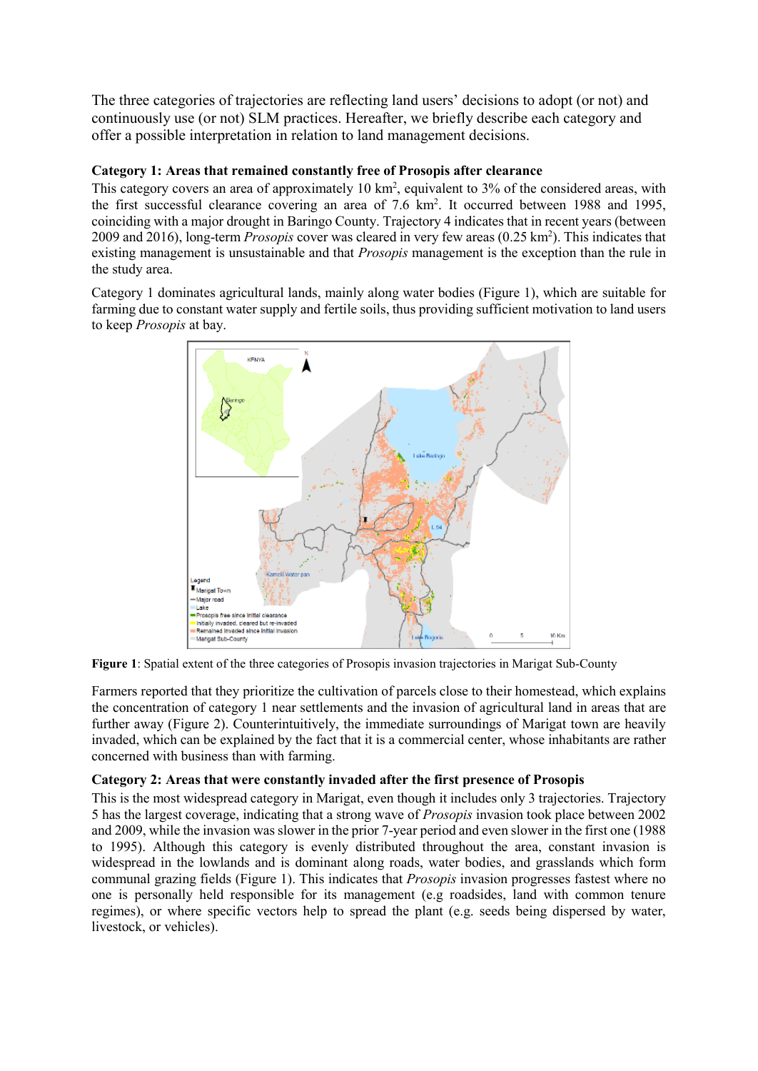The three categories of trajectories are reflecting land users' decisions to adopt (or not) and continuously use (or not) SLM practices. Hereafter, we briefly describe each category and offer a possible interpretation in relation to land management decisions.

**Category 1: Areas that remained constantly free of Prosopis after clearance**

This category covers an area of approximately 10 km$^2$, equivalent to 3% of the considered areas, with the first successful clearance covering an area of 7.6 km$^2$. It occurred between 1988 and 1995, coinciding with a major drought in Baringo County. Trajectory 4 indicates that in recent years (between 2009 and 2016), long-term *Prosopis* cover was cleared in very few areas (0.25 km$^2$). This indicates that existing management is unsustainable and that *Prosopis* management is the exception than the rule in the study area.

Category 1 dominates agricultural lands, mainly along water bodies (Figure 1), which are suitable for farming due to constant water supply and fertile soils, thus providing sufficient motivation to land users to keep *Prosopis* at bay.

**Figure 1**: Spatial extent of the three categories of Prosopis invasion trajectories in Marigat Sub-County

Farmers reported that they prioritize the cultivation of parcels close to their homestead, which explains the concentration of category 1 near settlements and the invasion of agricultural land in areas that are further away (Figure 2). Counterintuitively, the immediate surroundings of Marigat town are heavily invaded, which can be explained by the fact that it is a commercial center, whose inhabitants are rather concerned with business than with farming.

**Category 2: Areas that were constantly invaded after the first presence of Prosopis**

This is the most widespread category in Marigat, even though it includes only 3 trajectories. Trajectory 5 has the largest coverage, indicating that a strong wave of *Prosopis* invasion took place between 2002 and 2009, while the invasion was slower in the prior 7-year period and even slower in the first one (1988 to 1995). Although this category is evenly distributed throughout the area, constant invasion is widespread in the lowlands and is dominant along roads, water bodies, and grasslands which form communal grazing fields (Figure 1). This indicates that *Prosopis* invasion progresses fastest where no one is personally held responsible for its management (e.g roadsides, land with common tenure regimes), or where specific vectors help to spread the plant (e.g. seeds being dispersed by water, livestock, or vehicles).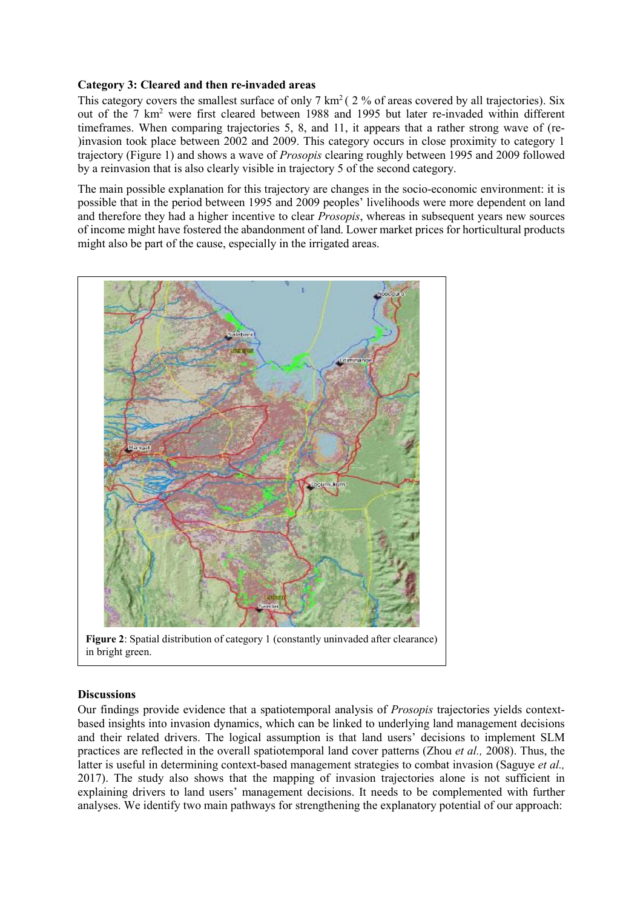**Category 3: Cleared and then re-invaded areas**

This category covers the smallest surface of only 7 $km^2$ ( 2 % of areas covered by all trajectories). Six out of the 7 $km^2$ were first cleared between 1988 and 1995 but later re-invaded within different timeframes. When comparing trajectories 5, 8, and 11, it appears that a rather strong wave of (re-)invasion took place between 2002 and 2009. This category occurs in close proximity to category 1 trajectory (Figure 1) and shows a wave of *Prosopis* clearing roughly between 1995 and 2009 followed by a reinvasion that is also clearly visible in trajectory 5 of the second category.

The main possible explanation for this trajectory are changes in the socio-economic environment: it is possible that in the period between 1995 and 2009 peoples' livelihoods were more dependent on land and therefore they had a higher incentive to clear *Prosopis*, whereas in subsequent years new sources of income might have fostered the abandonment of land. Lower market prices for horticultural products might also be part of the cause, especially in the irrigated areas.

**Figure 2**: Spatial distribution of category 1 (constantly uninvaded after clearance) in bright green.

**Discussions**

Our findings provide evidence that a spatiotemporal analysis of *Prosopis* trajectories yields context-based insights into invasion dynamics, which can be linked to underlying land management decisions and their related drivers. The logical assumption is that land users' decisions to implement SLM practices are reflected in the overall spatiotemporal land cover patterns (Zhou *et al.,* 2008). Thus, the latter is useful in determining context-based management strategies to combat invasion (Saguye *et al.,* 2017). The study also shows that the mapping of invasion trajectories alone is not sufficient in explaining drivers to land users' management decisions. It needs to be complemented with further analyses. We identify two main pathways for strengthening the explanatory potential of our approach: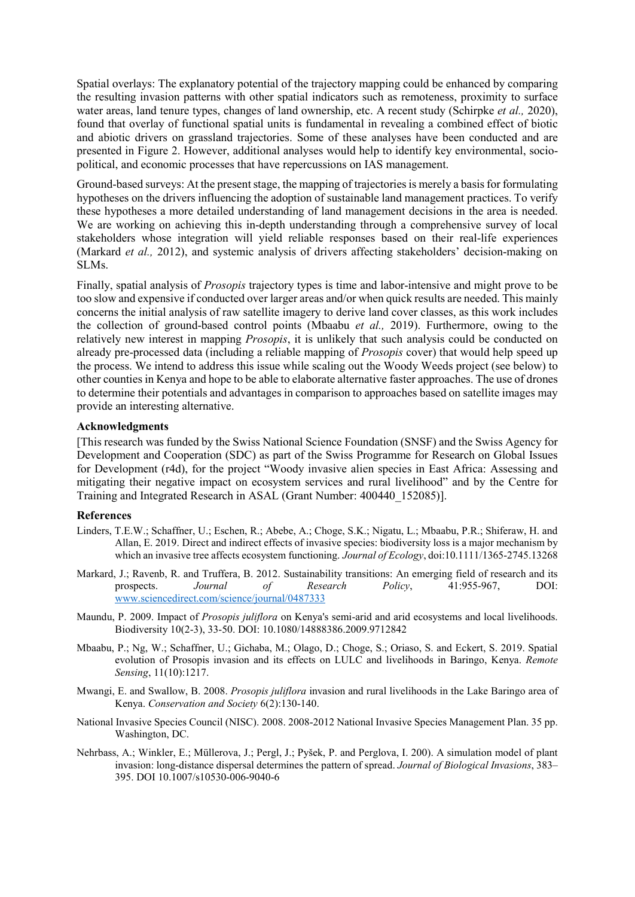Spatial overlays: The explanatory potential of the trajectory mapping could be enhanced by comparing the resulting invasion patterns with other spatial indicators such as remoteness, proximity to surface water areas, land tenure types, changes of land ownership, etc. A recent study (Schirpke *et al.,* 2020), found that overlay of functional spatial units is fundamental in revealing a combined effect of biotic and abiotic drivers on grassland trajectories. Some of these analyses have been conducted and are presented in Figure 2. However, additional analyses would help to identify key environmental, socio-political, and economic processes that have repercussions on IAS management.

Ground-based surveys: At the present stage, the mapping of trajectories is merely a basis for formulating hypotheses on the drivers influencing the adoption of sustainable land management practices. To verify these hypotheses a more detailed understanding of land management decisions in the area is needed. We are working on achieving this in-depth understanding through a comprehensive survey of local stakeholders whose integration will yield reliable responses based on their real-life experiences (Markard *et al.,* 2012), and systemic analysis of drivers affecting stakeholders' decision-making on SLMs.

Finally, spatial analysis of *Prosopis* trajectory types is time and labor-intensive and might prove to be too slow and expensive if conducted over larger areas and/or when quick results are needed. This mainly concerns the initial analysis of raw satellite imagery to derive land cover classes, as this work includes the collection of ground-based control points (Mbaabu *et al.,* 2019). Furthermore, owing to the relatively new interest in mapping *Prosopis*, it is unlikely that such analysis could be conducted on already pre-processed data (including a reliable mapping of *Prosopis* cover) that would help speed up the process. We intend to address this issue while scaling out the Woody Weeds project (see below) to other counties in Kenya and hope to be able to elaborate alternative faster approaches. The use of drones to determine their potentials and advantages in comparison to approaches based on satellite images may provide an interesting alternative.

**Acknowledgments**

[This research was funded by the Swiss National Science Foundation (SNSF) and the Swiss Agency for Development and Cooperation (SDC) as part of the Swiss Programme for Research on Global Issues for Development (r4d), for the project "Woody invasive alien species in East Africa: Assessing and mitigating their negative impact on ecosystem services and rural livelihood" and by the Centre for Training and Integrated Research in ASAL (Grant Number: 400440_152085)].

**References**

Linders, T.E.W.; Schaffner, U.; Eschen, R.; Abebe, A.; Choge, S.K.; Nigatu, L.; Mbaabu, P.R.; Shiferaw, H. and Allan, E. 2019. Direct and indirect effects of invasive species: biodiversity loss is a major mechanism by which an invasive tree affects ecosystem functioning. *Journal of Ecology*, doi:10.1111/1365-2745.13268

Markard, J.; Ravenb, R. and Truffera, B. 2012. Sustainability transitions: An emerging field of research and its prospects. *Journal of Research Policy*, 41:955-967, DOI: www.sciencedirect.com/science/journal/0487333

Maundu, P. 2009. Impact of *Prosopis juliflora* on Kenya's semi-arid and arid ecosystems and local livelihoods. Biodiversity 10(2-3), 33-50. DOI: 10.1080/14888386.2009.9712842

Mbaabu, P.; Ng, W.; Schaffner, U.; Gichaba, M.; Olago, D.; Choge, S.; Oriaso, S. and Eckert, S. 2019. Spatial evolution of Prosopis invasion and its effects on LULC and livelihoods in Baringo, Kenya. *Remote Sensing*, 11(10):1217.

Mwangi, E. and Swallow, B. 2008. *Prosopis juliflora* invasion and rural livelihoods in the Lake Baringo area of Kenya. *Conservation and Society* 6(2):130-140.

National Invasive Species Council (NISC). 2008. 2008-2012 National Invasive Species Management Plan. 35 pp. Washington, DC.

Nehrbass, A.; Winkler, E.; Müllerova, J.; Pergl, J.; Pyšek, P. and Perglova, I. 200). A simulation model of plant invasion: long-distance dispersal determines the pattern of spread. *Journal of Biological Invasions*, 383–395. DOI 10.1007/s10530-006-9040-6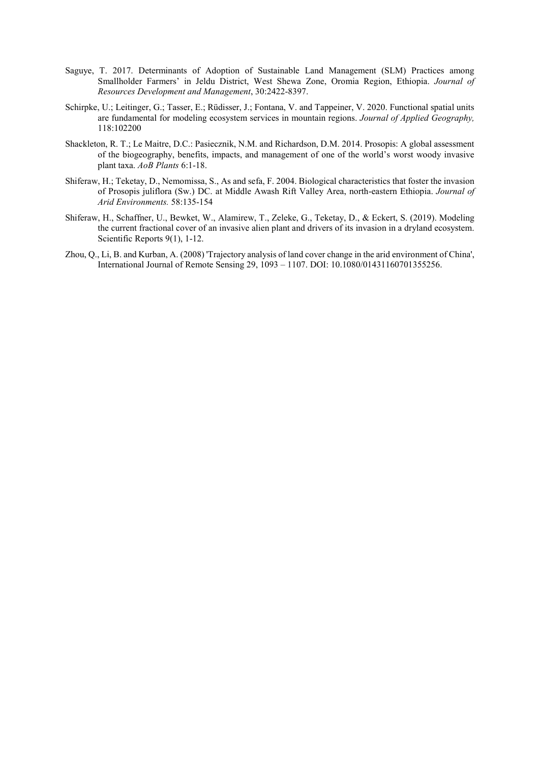Saguye, T. 2017. Determinants of Adoption of Sustainable Land Management (SLM) Practices among Smallholder Farmers' in Jeldu District, West Shewa Zone, Oromia Region, Ethiopia. *Journal of Resources Development and Management*, 30:2422-8397.

Schirpke, U.; Leitinger, G.; Tasser, E.; Rüdisser, J.; Fontana, V. and Tappeiner, V. 2020. Functional spatial units are fundamental for modeling ecosystem services in mountain regions. *Journal of Applied Geography,* 118:102200

Shackleton, R. T.; Le Maitre, D.C.: Pasiecznik, N.M. and Richardson, D.M. 2014. Prosopis: A global assessment of the biogeography, benefits, impacts, and management of one of the world's worst woody invasive plant taxa. *AoB Plants* 6:1-18.

Shiferaw, H.; Teketay, D., Nemomissa, S., As and sefa, F. 2004. Biological characteristics that foster the invasion of Prosopis juliflora (Sw.) DC. at Middle Awash Rift Valley Area, north-eastern Ethiopia. *Journal of Arid Environments.* 58:135-154

Shiferaw, H., Schaffner, U., Bewket, W., Alamirew, T., Zeleke, G., Teketay, D., & Eckert, S. (2019). Modeling the current fractional cover of an invasive alien plant and drivers of its invasion in a dryland ecosystem. Scientific Reports 9(1), 1-12.

Zhou, Q., Li, B. and Kurban, A. (2008) 'Trajectory analysis of land cover change in the arid environment of China', International Journal of Remote Sensing 29, 1093 – 1107. DOI: 10.1080/01431160701355256.